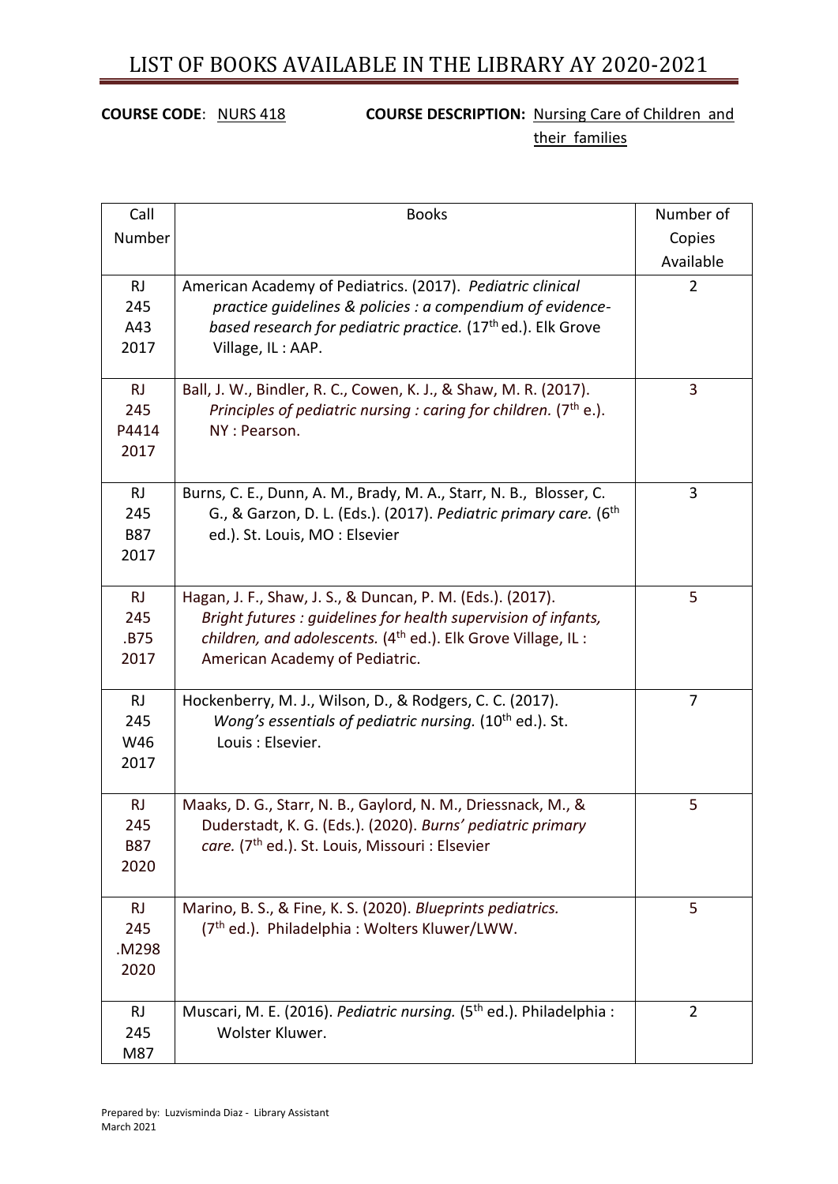# LIST OF BOOKS AVAILABLE IN THE LIBRARY AY 2020-2021

**COURSE CODE**: NURS 418 **COURSE DESCRIPTION:** Nursing Care of Children and their families

| Call Number | Books | Number of Copies Available |
|---|---|---|
| RJ 245 A43 2017 | American Academy of Pediatrics. (2017). *Pediatric clinical practice guidelines & policies : a compendium of evidence-based research for pediatric practice.* (17th ed.). Elk Grove Village, IL : AAP. | 2 |
| RJ 245 P4414 2017 | Ball, J. W., Bindler, R. C., Cowen, K. J., & Shaw, M. R. (2017). *Principles of pediatric nursing : caring for children.* (7th e.). NY : Pearson. | 3 |
| RJ 245 B87 2017 | Burns, C. E., Dunn, A. M., Brady, M. A., Starr, N. B., Blosser, C. G., & Garzon, D. L. (Eds.). (2017). *Pediatric primary care.* (6th ed.). St. Louis, MO : Elsevier | 3 |
| RJ 245 .B75 2017 | Hagan, J. F., Shaw, J. S., & Duncan, P. M. (Eds.). (2017). *Bright futures : guidelines for health supervision of infants, children, and adolescents.* (4th ed.). Elk Grove Village, IL : American Academy of Pediatric. | 5 |
| RJ 245 W46 2017 | Hockenberry, M. J., Wilson, D., & Rodgers, C. C. (2017). *Wong's essentials of pediatric nursing.* (10th ed.). St. Louis : Elsevier. | 7 |
| RJ 245 B87 2020 | Maaks, D. G., Starr, N. B., Gaylord, N. M., Driessnack, M., & Duderstadt, K. G. (Eds.). (2020). *Burns' pediatric primary care.* (7th ed.). St. Louis, Missouri : Elsevier | 5 |
| RJ 245 .M298 2020 | Marino, B. S., & Fine, K. S. (2020). *Blueprints pediatrics.* (7th ed.). Philadelphia : Wolters Kluwer/LWW. | 5 |
| RJ 245 M87 | Muscari, M. E. (2016). *Pediatric nursing.* (5th ed.). Philadelphia : Wolster Kluwer. | 2 |

Prepared by: Luzvisminda Diaz - Library Assistant
March 2021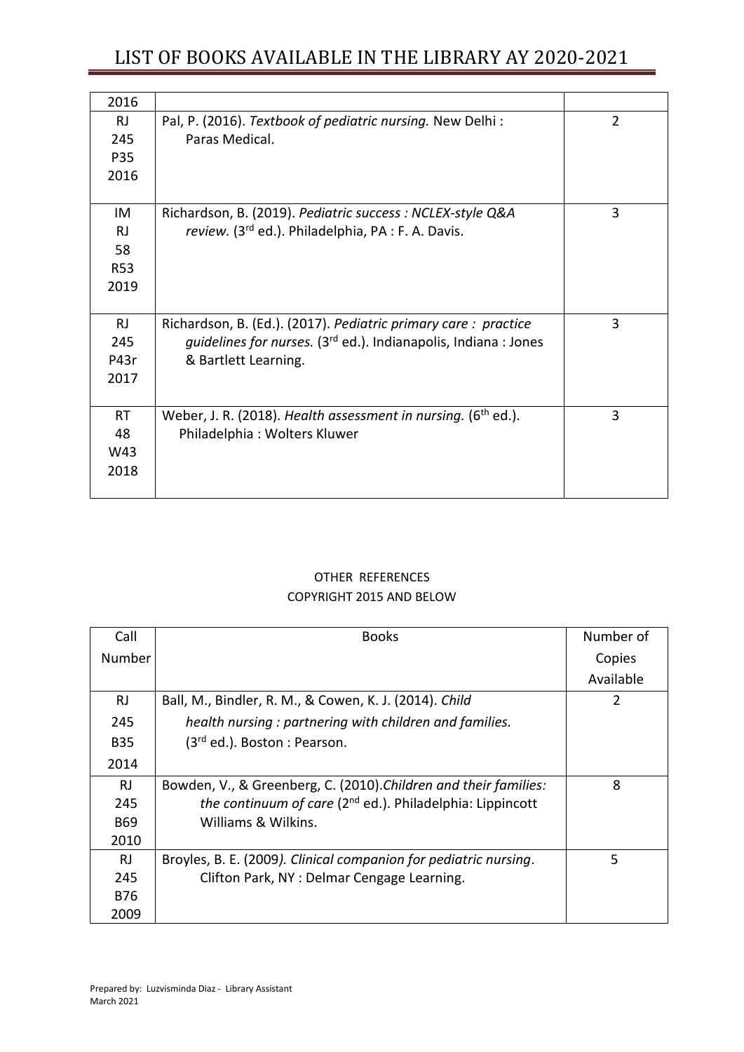| | | |
|---|---|---|
| 2016 | | |
| RJ 245 P35 2016 | Pal, P. (2016). *Textbook of pediatric nursing.* New Delhi : Paras Medical. | 2 |
| IM RJ 58 R53 2019 | Richardson, B. (2019). *Pediatric success : NCLEX-style Q&A review.* (3rd ed.). Philadelphia, PA : F. A. Davis. | 3 |
| RJ 245 P43r 2017 | Richardson, B. (Ed.). (2017). *Pediatric primary care : practice guidelines for nurses.* (3rd ed.). Indianapolis, Indiana : Jones & Bartlett Learning. | 3 |
| RT 48 W43 2018 | Weber, J. R. (2018). *Health assessment in nursing.* (6th ed.). Philadelphia : Wolters Kluwer | 3 |

OTHER REFERENCES
COPYRIGHT 2015 AND BELOW

| Call Number | Books | Number of Copies Available |
|---|---|---|
| RJ 245 B35 2014 | Ball, M., Bindler, R. M., & Cowen, K. J. (2014). *Child health nursing : partnering with children and families.* (3rd ed.). Boston : Pearson. | 2 |
| RJ 245 B69 2010 | Bowden, V., & Greenberg, C. (2010).*Children and their families: the continuum of care* (2nd ed.). Philadelphia: Lippincott Williams & Wilkins. | 8 |
| RJ 245 B76 2009 | Broyles, B. E. (2009*). Clinical companion for pediatric nursing*. Clifton Park, NY : Delmar Cengage Learning. | 5 |

Prepared by: Luzvisminda Diaz - Library Assistant
March 2021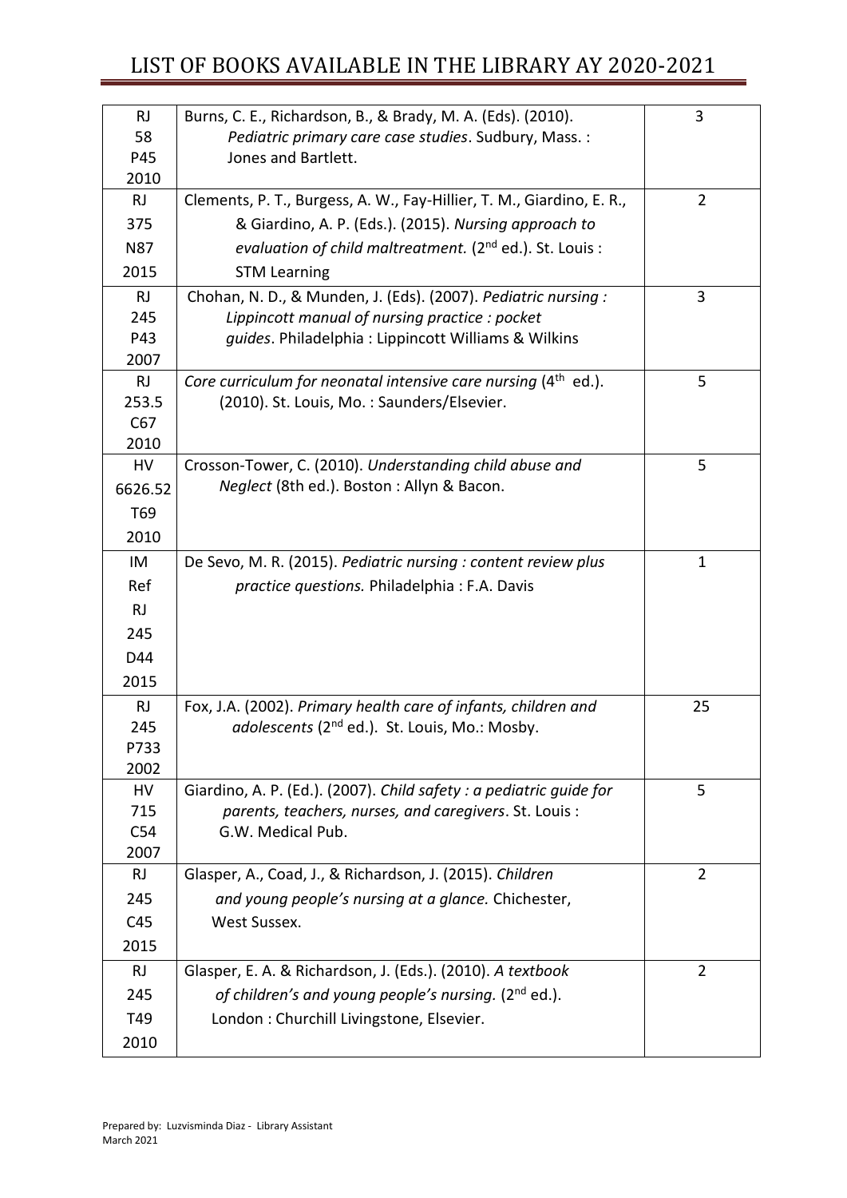# LIST OF BOOKS AVAILABLE IN THE LIBRARY AY 2020-2021

| Call Number | Bibliographic Entry | Copies |
|---|---|---|
| RJ 58 P45 2010 | Burns, C. E., Richardson, B., & Brady, M. A. (Eds). (2010). *Pediatric primary care case studies*. Sudbury, Mass. : Jones and Bartlett. | 3 |
| RJ 375 N87 2015 | Clements, P. T., Burgess, A. W., Fay-Hillier, T. M., Giardino, E. R., & Giardino, A. P. (Eds.). (2015). *Nursing approach to evaluation of child maltreatment.* (2nd ed.). St. Louis : STM Learning | 2 |
| RJ 245 P43 2007 | Chohan, N. D., & Munden, J. (Eds). (2007). *Pediatric nursing : Lippincott manual of nursing practice : pocket guides*. Philadelphia : Lippincott Williams & Wilkins | 3 |
| RJ 253.5 C67 2010 | *Core curriculum for neonatal intensive care nursing* (4th ed.). (2010). St. Louis, Mo. : Saunders/Elsevier. | 5 |
| HV 6626.52 T69 2010 | Crosson-Tower, C. (2010). *Understanding child abuse and Neglect* (8th ed.). Boston : Allyn & Bacon. | 5 |
| IM Ref RJ 245 D44 2015 | De Sevo, M. R. (2015). *Pediatric nursing : content review plus practice questions.* Philadelphia : F.A. Davis | 1 |
| RJ 245 P733 2002 | Fox, J.A. (2002). *Primary health care of infants, children and adolescents* (2nd ed.). St. Louis, Mo.: Mosby. | 25 |
| HV 715 C54 2007 | Giardino, A. P. (Ed.). (2007). *Child safety : a pediatric guide for parents, teachers, nurses, and caregivers*. St. Louis : G.W. Medical Pub. | 5 |
| RJ 245 C45 2015 | Glasper, A., Coad, J., & Richardson, J. (2015). *Children and young people's nursing at a glance.* Chichester, West Sussex. | 2 |
| RJ 245 T49 2010 | Glasper, E. A. & Richardson, J. (Eds.). (2010). *A textbook of children's and young people's nursing.* (2nd ed.). London : Churchill Livingstone, Elsevier. | 2 |

Prepared by: Luzvisminda Diaz - Library Assistant
March 2021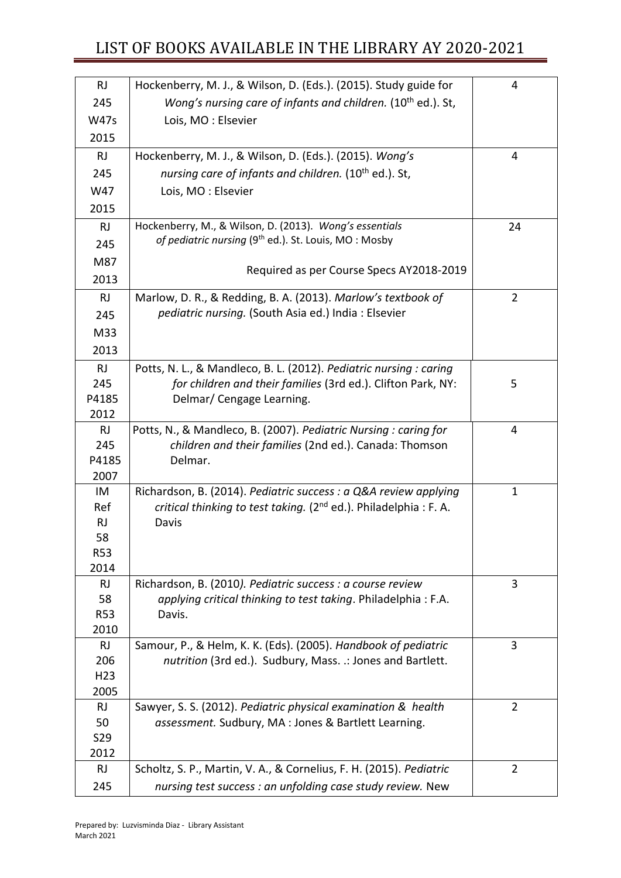# LIST OF BOOKS AVAILABLE IN THE LIBRARY AY 2020-2021

| Call Number | Title | Copies |
|---|---|---|
| RJ 245 W47s 2015 | Hockenberry, M. J., & Wilson, D. (Eds.). (2015). Study guide for *Wong's nursing care of infants and children.* (10th ed.). St, Lois, MO : Elsevier | 4 |
| RJ 245 W47 2015 | Hockenberry, M. J., & Wilson, D. (Eds.). (2015). *Wong's nursing care of infants and children.* (10th ed.). St, Lois, MO : Elsevier | 4 |
| RJ 245 M87 2013 | Hockenberry, M., & Wilson, D. (2013). *Wong's essentials of pediatric nursing* (9th ed.). St. Louis, MO : Mosby<br><br>Required as per Course Specs AY2018-2019 | 24 |
| RJ 245 M33 2013 | Marlow, D. R., & Redding, B. A. (2013). *Marlow's textbook of pediatric nursing.* (South Asia ed.) India : Elsevier | 2 |
| RJ 245 P4185 2012 | Potts, N. L., & Mandleco, B. L. (2012). *Pediatric nursing : caring for children and their families* (3rd ed.). Clifton Park, NY: Delmar/ Cengage Learning. | 5 |
| RJ 245 P4185 2007 | Potts, N., & Mandleco, B. (2007). *Pediatric Nursing : caring for children and their families* (2nd ed.). Canada: Thomson Delmar. | 4 |
| IM Ref RJ 58 R53 2014 | Richardson, B. (2014). *Pediatric success : a Q&A review applying critical thinking to test taking.* (2nd ed.). Philadelphia : F. A. Davis | 1 |
| RJ 58 R53 2010 | Richardson, B. (2010*). Pediatric success : a course review applying critical thinking to test taking*. Philadelphia : F.A. Davis. | 3 |
| RJ 206 H23 2005 | Samour, P., & Helm, K. K. (Eds). (2005). *Handbook of pediatric nutrition* (3rd ed.). Sudbury, Mass. .: Jones and Bartlett. | 3 |
| RJ 50 S29 2012 | Sawyer, S. S. (2012). *Pediatric physical examination & health assessment.* Sudbury, MA : Jones & Bartlett Learning. | 2 |
| RJ 245 | Scholtz, S. P., Martin, V. A., & Cornelius, F. H. (2015). *Pediatric nursing test success : an unfolding case study review.* New | 2 |

Prepared by: Luzvisminda Diaz - Library Assistant
March 2021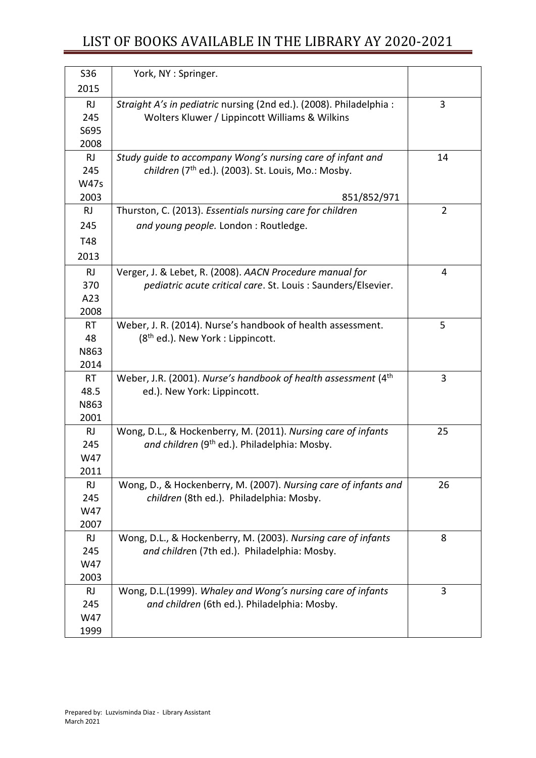# LIST OF BOOKS AVAILABLE IN THE LIBRARY AY 2020-2021

| | | |
|---|---|---|
| S36 2015 | York, NY : Springer. | |
| RJ 245 S695 2008 | *Straight A's in pediatric* nursing (2nd ed.). (2008). Philadelphia : Wolters Kluwer / Lippincott Williams & Wilkins | 3 |
| RJ 245 W47s 2003 | *Study guide to accompany Wong's nursing care of infant and children* (7th ed.). (2003). St. Louis, Mo.: Mosby. 851/852/971 | 14 |
| RJ 245 T48 2013 | Thurston, C. (2013). *Essentials nursing care for children and young people.* London : Routledge. | 2 |
| RJ 370 A23 2008 | Verger, J. & Lebet, R. (2008). *AACN Procedure manual for pediatric acute critical care*. St. Louis : Saunders/Elsevier. | 4 |
| RT 48 N863 2014 | Weber, J. R. (2014). Nurse's handbook of health assessment. (8th ed.). New York : Lippincott. | 5 |
| RT 48.5 N863 2001 | Weber, J.R. (2001). *Nurse's handbook of health assessment* (4th ed.). New York: Lippincott. | 3 |
| RJ 245 W47 2011 | Wong, D.L., & Hockenberry, M. (2011). *Nursing care of infants and children* (9th ed.). Philadelphia: Mosby. | 25 |
| RJ 245 W47 2007 | Wong, D., & Hockenberry, M. (2007). *Nursing care of infants and children* (8th ed.). Philadelphia: Mosby. | 26 |
| RJ 245 W47 2003 | Wong, D.L., & Hockenberry, M. (2003). *Nursing care of infants and children* (7th ed.). Philadelphia: Mosby. | 8 |
| RJ 245 W47 1999 | Wong, D.L.(1999). *Whaley and Wong's nursing care of infants and children* (6th ed.). Philadelphia: Mosby. | 3 |

Prepared by: Luzvisminda Diaz - Library Assistant
March 2021